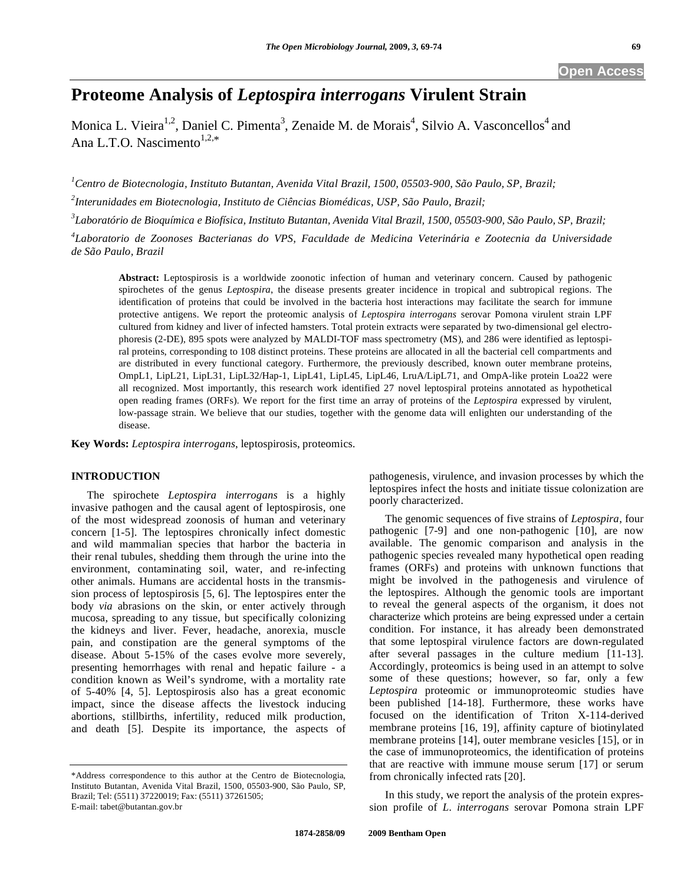Open Access

# Proteome Analysis of *Leptospira interrogans* Virulent Strain

Monica L. Vieira[1,2], Daniel C. Pimenta[3], Zenaide M. de Morais[4], Silvio A. Vasconcellos[4] and Ana L.T.O. Nascimento[1,2,*]

[1]*Centro de Biotecnologia, Instituto Butantan, Avenida Vital Brazil, 1500, 05503-900, São Paulo, SP, Brazil;*

[2]*Interunidades em Biotecnologia, Instituto de Ciências Biomédicas, USP, São Paulo, Brazil;*

[3]*Laboratório de Bioquímica e Biofísica, Instituto Butantan, Avenida Vital Brazil, 1500, 05503-900, São Paulo, SP, Brazil;*

[4]*Laboratorio de Zoonoses Bacterianas do VPS, Faculdade de Medicina Veterinária e Zootecnia da Universidade de São Paulo, Brazil*

**Abstract:** Leptospirosis is a worldwide zoonotic infection of human and veterinary concern. Caused by pathogenic spirochetes of the genus *Leptospira*, the disease presents greater incidence in tropical and subtropical regions. The identification of proteins that could be involved in the bacteria host interactions may facilitate the search for immune protective antigens. We report the proteomic analysis of *Leptospira interrogans* serovar Pomona virulent strain LPF cultured from kidney and liver of infected hamsters. Total protein extracts were separated by two-dimensional gel electrophoresis (2-DE), 895 spots were analyzed by MALDI-TOF mass spectrometry (MS), and 286 were identified as leptospiral proteins, corresponding to 108 distinct proteins. These proteins are allocated in all the bacterial cell compartments and are distributed in every functional category. Furthermore, the previously described, known outer membrane proteins, OmpL1, LipL21, LipL31, LipL32/Hap-1, LipL41, LipL45, LipL46, LruA/LipL71, and OmpA-like protein Loa22 were all recognized. Most importantly, this research work identified 27 novel leptospiral proteins annotated as hypothetical open reading frames (ORFs). We report for the first time an array of proteins of the *Leptospira* expressed by virulent, low-passage strain. We believe that our studies, together with the genome data will enlighten our understanding of the disease.

**Key Words:** *Leptospira interrogans*, leptospirosis, proteomics.

## INTRODUCTION

The spirochete *Leptospira interrogans* is a highly invasive pathogen and the causal agent of leptospirosis, one of the most widespread zoonosis of human and veterinary concern [1-5]. The leptospires chronically infect domestic and wild mammalian species that harbor the bacteria in their renal tubules, shedding them through the urine into the environment, contaminating soil, water, and re-infecting other animals. Humans are accidental hosts in the transmission process of leptospirosis [5, 6]. The leptospires enter the body *via* abrasions on the skin, or enter actively through mucosa, spreading to any tissue, but specifically colonizing the kidneys and liver. Fever, headache, anorexia, muscle pain, and constipation are the general symptoms of the disease. About 5-15% of the cases evolve more severely, presenting hemorrhages with renal and hepatic failure - a condition known as Weil's syndrome, with a mortality rate of 5-40% [4, 5]. Leptospirosis also has a great economic impact, since the disease affects the livestock inducing abortions, stillbirths, infertility, reduced milk production, and death [5]. Despite its importance, the aspects of pathogenesis, virulence, and invasion processes by which the leptospires infect the hosts and initiate tissue colonization are poorly characterized.

The genomic sequences of five strains of *Leptospira*, four pathogenic [7-9] and one non-pathogenic [10], are now available. The genomic comparison and analysis in the pathogenic species revealed many hypothetical open reading frames (ORFs) and proteins with unknown functions that might be involved in the pathogenesis and virulence of the leptospires. Although the genomic tools are important to reveal the general aspects of the organism, it does not characterize which proteins are being expressed under a certain condition. For instance, it has already been demonstrated that some leptospiral virulence factors are down-regulated after several passages in the culture medium [11-13]. Accordingly, proteomics is being used in an attempt to solve some of these questions; however, so far, only a few *Leptospira* proteomic or immunoproteomic studies have been published [14-18]. Furthermore, these works have focused on the identification of Triton X-114-derived membrane proteins [16, 19], affinity capture of biotinylated membrane proteins [14], outer membrane vesicles [15], or in the case of immunoproteomics, the identification of proteins that are reactive with immune mouse serum [17] or serum from chronically infected rats [20].

In this study, we report the analysis of the protein expression profile of *L. interrogans* serovar Pomona strain LPF

*Address correspondence to this author at the Centro de Biotecnologia, Instituto Butantan, Avenida Vital Brazil, 1500, 05503-900, São Paulo, SP, Brazil; Tel: (5511) 37220019; Fax: (5511) 37261505; E-mail: tabet@butantan.gov.br

1874-2858/09 2009 Bentham Open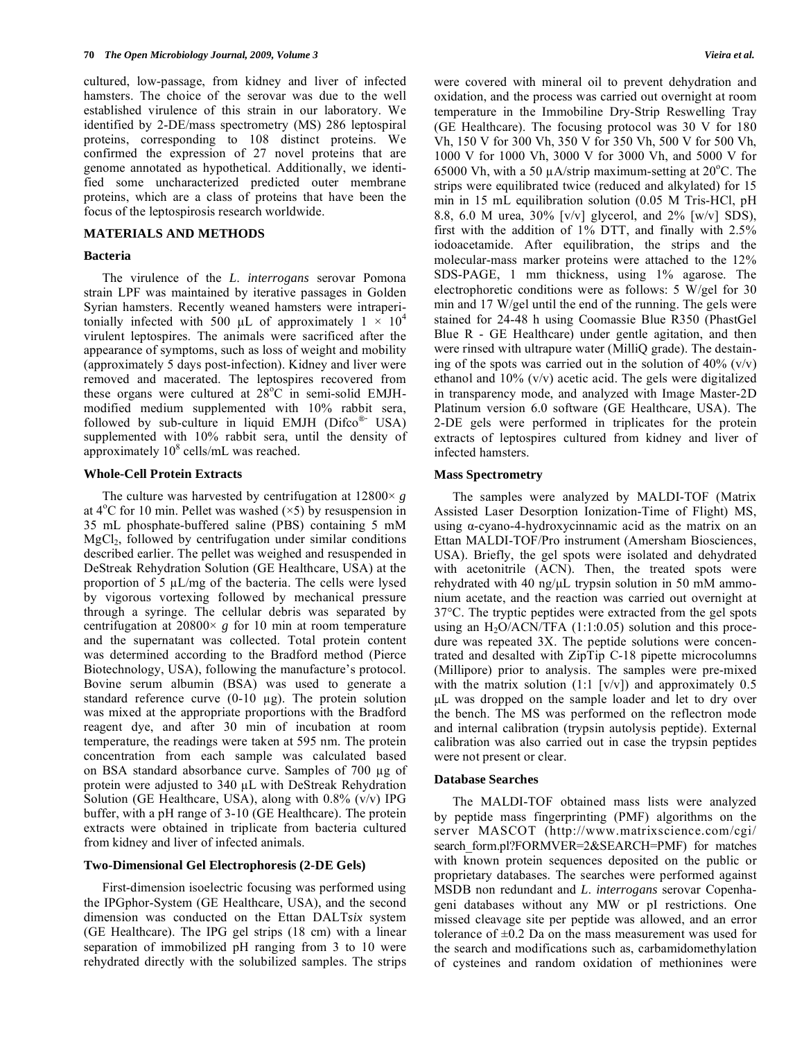cultured, low-passage, from kidney and liver of infected hamsters. The choice of the serovar was due to the well established virulence of this strain in our laboratory. We identified by 2-DE/mass spectrometry (MS) 286 leptospiral proteins, corresponding to 108 distinct proteins. We confirmed the expression of 27 novel proteins that are genome annotated as hypothetical. Additionally, we identified some uncharacterized predicted outer membrane proteins, which are a class of proteins that have been the focus of the leptospirosis research worldwide.

## MATERIALS AND METHODS

### Bacteria

The virulence of the *L. interrogans* serovar Pomona strain LPF was maintained by iterative passages in Golden Syrian hamsters. Recently weaned hamsters were intraperitonially infected with 500 µL of approximately $1 \times 10^4$ virulent leptospires. The animals were sacrificed after the appearance of symptoms, such as loss of weight and mobility (approximately 5 days post-infection). Kidney and liver were removed and macerated. The leptospires recovered from these organs were cultured at 28°C in semi-solid EMJH-modified medium supplemented with 10% rabbit sera, followed by sub-culture in liquid EMJH (Difco®- USA) supplemented with 10% rabbit sera, until the density of approximately $10^8$ cells/mL was reached.

### Whole-Cell Protein Extracts

The culture was harvested by centrifugation at 12800× *g* at 4°C for 10 min. Pellet was washed (×5) by resuspension in 35 mL phosphate-buffered saline (PBS) containing 5 mM $MgCl_2$, followed by centrifugation under similar conditions described earlier. The pellet was weighed and resuspended in DeStreak Rehydration Solution (GE Healthcare, USA) at the proportion of 5 µL/mg of the bacteria. The cells were lysed by vigorous vortexing followed by mechanical pressure through a syringe. The cellular debris was separated by centrifugation at 20800× *g* for 10 min at room temperature and the supernatant was collected. Total protein content was determined according to the Bradford method (Pierce Biotechnology, USA), following the manufacture's protocol. Bovine serum albumin (BSA) was used to generate a standard reference curve (0-10 µg). The protein solution was mixed at the appropriate proportions with the Bradford reagent dye, and after 30 min of incubation at room temperature, the readings were taken at 595 nm. The protein concentration from each sample was calculated based on BSA standard absorbance curve. Samples of 700 µg of protein were adjusted to 340 µL with DeStreak Rehydration Solution (GE Healthcare, USA), along with 0.8% (v/v) IPG buffer, with a pH range of 3-10 (GE Healthcare). The protein extracts were obtained in triplicate from bacteria cultured from kidney and liver of infected animals.

### Two-Dimensional Gel Electrophoresis (2-DE Gels)

First-dimension isoelectric focusing was performed using the IPGphor-System (GE Healthcare, USA), and the second dimension was conducted on the Ettan DALT*six* system (GE Healthcare). The IPG gel strips (18 cm) with a linear separation of immobilized pH ranging from 3 to 10 were rehydrated directly with the solubilized samples. The strips were covered with mineral oil to prevent dehydration and oxidation, and the process was carried out overnight at room temperature in the Immobiline Dry-Strip Reswelling Tray (GE Healthcare). The focusing protocol was 30 V for 180 Vh, 150 V for 300 Vh, 350 V for 350 Vh, 500 V for 500 Vh, 1000 V for 1000 Vh, 3000 V for 3000 Vh, and 5000 V for 65000 Vh, with a 50 µA/strip maximum-setting at 20°C. The strips were equilibrated twice (reduced and alkylated) for 15 min in 15 mL equilibration solution (0.05 M Tris-HCl, pH 8.8, 6.0 M urea, 30% [v/v] glycerol, and 2% [w/v] SDS), first with the addition of 1% DTT, and finally with 2.5% iodoacetamide. After equilibration, the strips and the molecular-mass marker proteins were attached to the 12% SDS-PAGE, 1 mm thickness, using 1% agarose. The electrophoretic conditions were as follows: 5 W/gel for 30 min and 17 W/gel until the end of the running. The gels were stained for 24-48 h using Coomassie Blue R350 (PhastGel Blue R - GE Healthcare) under gentle agitation, and then were rinsed with ultrapure water (MilliQ grade). The destaining of the spots was carried out in the solution of 40% (v/v) ethanol and 10% (v/v) acetic acid. The gels were digitalized in transparency mode, and analyzed with Image Master-2D Platinum version 6.0 software (GE Healthcare, USA). The 2-DE gels were performed in triplicates for the protein extracts of leptospires cultured from kidney and liver of infected hamsters.

### Mass Spectrometry

The samples were analyzed by MALDI-TOF (Matrix Assisted Laser Desorption Ionization-Time of Flight) MS, using α-cyano-4-hydroxycinnamic acid as the matrix on an Ettan MALDI-TOF/Pro instrument (Amersham Biosciences, USA). Briefly, the gel spots were isolated and dehydrated with acetonitrile (ACN). Then, the treated spots were rehydrated with 40 ng/µL trypsin solution in 50 mM ammonium acetate, and the reaction was carried out overnight at 37°C. The tryptic peptides were extracted from the gel spots using an $H_2O$/ACN/TFA (1:1:0.05) solution and this procedure was repeated 3X. The peptide solutions were concentrated and desalted with ZipTip C-18 pipette microcolumns (Millipore) prior to analysis. The samples were pre-mixed with the matrix solution (1:1 [v/v]) and approximately 0.5 µL was dropped on the sample loader and let to dry over the bench. The MS was performed on the reflectron mode and internal calibration (trypsin autolysis peptide). External calibration was also carried out in case the trypsin peptides were not present or clear.

### Database Searches

The MALDI-TOF obtained mass lists were analyzed by peptide mass fingerprinting (PMF) algorithms on the server MASCOT (http://www.matrixscience.com/cgi/search_form.pl?FORMVER=2&SEARCH=PMF) for matches with known protein sequences deposited on the public or proprietary databases. The searches were performed against MSDB non redundant and *L. interrogans* serovar Copenhageni databases without any MW or pI restrictions. One missed cleavage site per peptide was allowed, and an error tolerance of ±0.2 Da on the mass measurement was used for the search and modifications such as, carbamidomethylation of cysteines and random oxidation of methionines were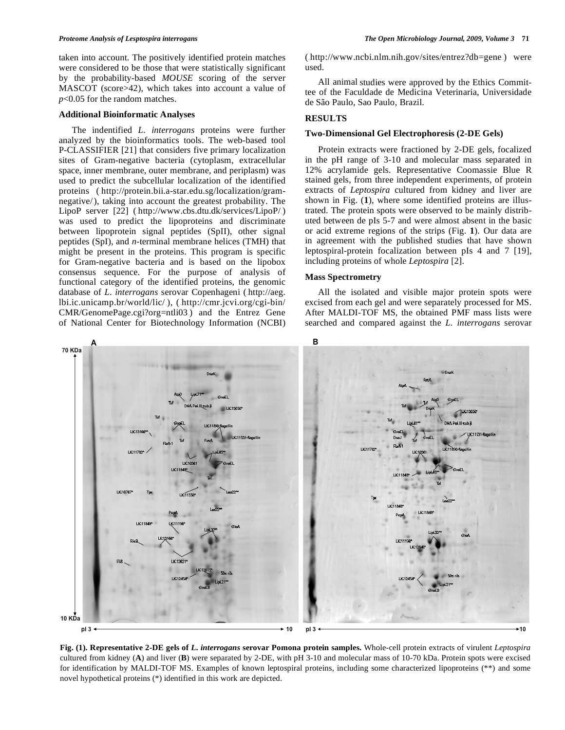taken into account. The positively identified protein matches were considered to be those that were statistically significant by the probability-based *MOUSE* scoring of the server MASCOT (score>42), which takes into account a value of $p<0.05$ for the random matches.

### Additional Bioinformatic Analyses

The indentified *L. interrogans* proteins were further analyzed by the bioinformatics tools. The web-based tool P-CLASSIFIER [21] that considers five primary localization sites of Gram-negative bacteria (cytoplasm, extracellular space, inner membrane, outer membrane, and periplasm) was used to predict the subcellular localization of the identified proteins ( http://protein.bii.a-star.edu.sg/localization/gram-negative/), taking into account the greatest probability. The LipoP server [22] ( http://www.cbs.dtu.dk/services/LipoP/) was used to predict the lipoproteins and discriminate between lipoprotein signal peptides (SpII), other signal peptides (SpI), and *n*-terminal membrane helices (TMH) that might be present in the proteins. This program is specific for Gram-negative bacteria and is based on the lipobox consensus sequence. For the purpose of analysis of functional category of the identified proteins, the genomic database of *L. interrogans* serovar Copenhageni ( http://aeg.lbi.ic.unicamp.br/world/lic/), ( http://cmr.jcvi.org/cgi-bin/CMR/GenomePage.cgi?org=ntli03) and the Entrez Gene of National Center for Biotechnology Information (NCBI) ( http://www.ncbi.nlm.nih.gov/sites/entrez?db=gene) were used.

All animal studies were approved by the Ethics Committee of the Faculdade de Medicina Veterinaria, Universidade de São Paulo, Sao Paulo, Brazil.

## RESULTS

### Two-Dimensional Gel Electrophoresis (2-DE Gels)

Protein extracts were fractioned by 2-DE gels, focalized in the pH range of 3-10 and molecular mass separated in 12% acrylamide gels. Representative Coomassie Blue R stained gels, from three independent experiments, of protein extracts of *Leptospira* cultured from kidney and liver are shown in Fig. (**1**), where some identified proteins are illustrated. The protein spots were observed to be mainly distributed between de pIs 5-7 and were almost absent in the basic or acid extreme regions of the strips (Fig. **1**). Our data are in agreement with the published studies that have shown leptospiral-protein focalization between pIs 4 and 7 [19], including proteins of whole *Leptospira* [2].

### Mass Spectrometry

All the isolated and visible major protein spots were excised from each gel and were separately processed for MS. After MALDI-TOF MS, the obtained PMF mass lists were searched and compared against the *L. interrogans* serovar

**Fig. (1). Representative 2-DE gels of *L. interrogans* serovar Pomona protein samples.** Whole-cell protein extracts of virulent *Leptospira* cultured from kidney (**A**) and liver (**B**) were separated by 2-DE, with pH 3-10 and molecular mass of 10-70 kDa. Protein spots were excised for identification by MALDI-TOF MS. Examples of known leptospiral proteins, including some characterized lipoproteins (**) and some novel hypothetical proteins (*) identified in this work are depicted.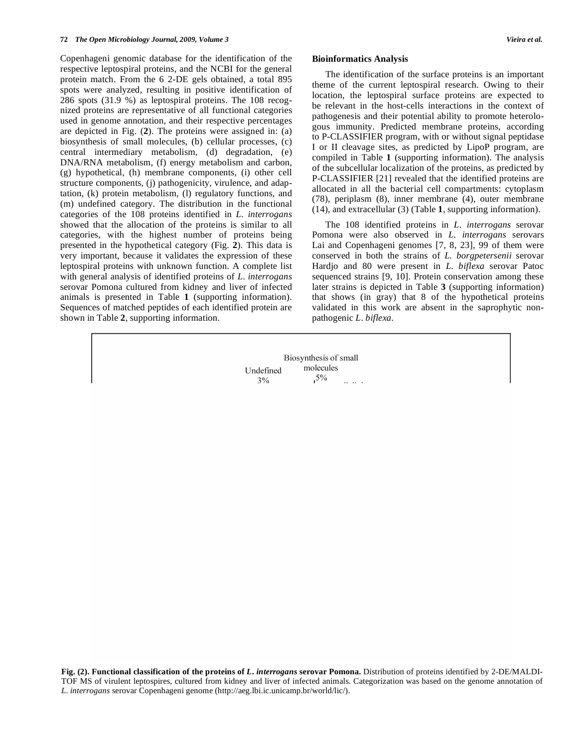Copenhageni genomic database for the identification of the respective leptospiral proteins, and the NCBI for the general protein match. From the 6 2-DE gels obtained, a total 895 spots were analyzed, resulting in positive identification of 286 spots (31.9 %) as leptospiral proteins. The 108 recognized proteins are representative of all functional categories used in genome annotation, and their respective percentages are depicted in Fig. (**2**). The proteins were assigned in: (a) biosynthesis of small molecules, (b) cellular processes, (c) central intermediary metabolism, (d) degradation, (e) DNA/RNA metabolism, (f) energy metabolism and carbon, (g) hypothetical, (h) membrane components, (i) other cell structure components, (j) pathogenicity, virulence, and adaptation, (k) protein metabolism, (l) regulatory functions, and (m) undefined category. The distribution in the functional categories of the 108 proteins identified in *L. interrogans* showed that the allocation of the proteins is similar to all categories, with the highest number of proteins being presented in the hypothetical category (Fig. **2**). This data is very important, because it validates the expression of these leptospiral proteins with unknown function. A complete list with general analysis of identified proteins of *L. interrogans* serovar Pomona cultured from kidney and liver of infected animals is presented in Table **1** (supporting information). Sequences of matched peptides of each identified protein are shown in Table **2**, supporting information.

### Bioinformatics Analysis

The identification of the surface proteins is an important theme of the current leptospiral research. Owing to their location, the leptospiral surface proteins are expected to be relevant in the host-cells interactions in the context of pathogenesis and their potential ability to promote heterologous immunity. Predicted membrane proteins, according to P-CLASSIFIER program, with or without signal peptidase I or II cleavage sites, as predicted by LipoP program, are compiled in Table **1** (supporting information). The analysis of the subcellular localization of the proteins, as predicted by P-CLASSIFIER [21] revealed that the identified proteins are allocated in all the bacterial cell compartments: cytoplasm (78), periplasm (8), inner membrane (4), outer membrane (14), and extracellular (3) (Table **1**, supporting information).

The 108 identified proteins in *L. interrogans* serovar Pomona were also observed in *L. interrogans* serovars Lai and Copenhageni genomes [7, 8, 23], 99 of them were conserved in both the strains of *L. borgpetersenii* serovar Hardjo and 80 were present in *L. biflexa* serovar Patoc sequenced strains [9, 10]. Protein conservation among these later strains is depicted in Table **3** (supporting information) that shows (in gray) that 8 of the hypothetical proteins validated in this work are absent in the saprophytic non-pathogenic *L. biflexa*.

Biosynthesis of small molecules 5%

Undefined 3%

**Fig. (2). Functional classification of the proteins of *L. interrogans* serovar Pomona.** Distribution of proteins identified by 2-DE/MALDI-TOF MS of virulent leptospires, cultured from kidney and liver of infected animals. Categorization was based on the genome annotation of *L. interrogans* serovar Copenhageni genome (http://aeg.lbi.ic.unicamp.br/world/lic/).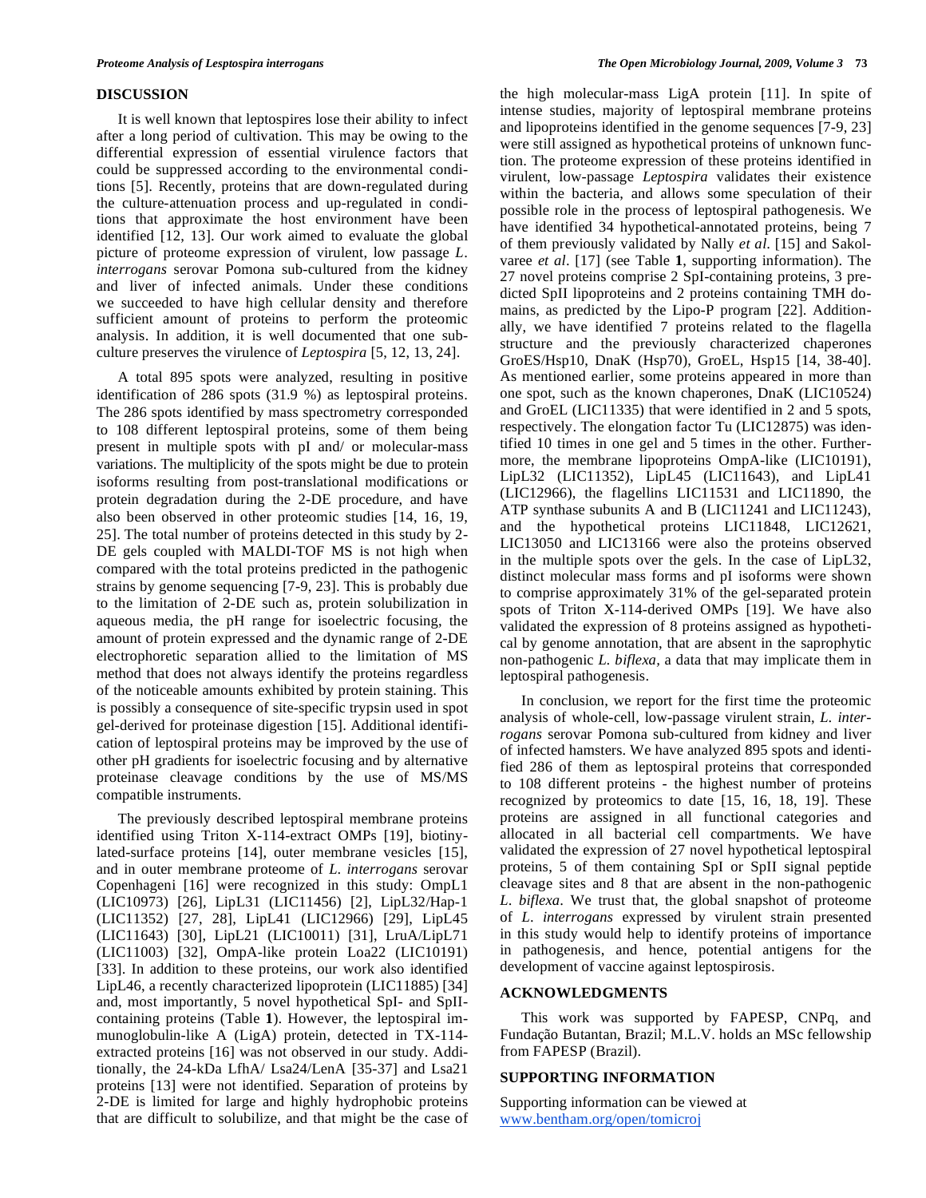## DISCUSSION

It is well known that leptospires lose their ability to infect after a long period of cultivation. This may be owing to the differential expression of essential virulence factors that could be suppressed according to the environmental conditions [5]. Recently, proteins that are down-regulated during the culture-attenuation process and up-regulated in conditions that approximate the host environment have been identified [12, 13]. Our work aimed to evaluate the global picture of proteome expression of virulent, low passage *L. interrogans* serovar Pomona sub-cultured from the kidney and liver of infected animals. Under these conditions we succeeded to have high cellular density and therefore sufficient amount of proteins to perform the proteomic analysis. In addition, it is well documented that one subculture preserves the virulence of *Leptospira* [5, 12, 13, 24].

A total 895 spots were analyzed, resulting in positive identification of 286 spots (31.9 %) as leptospiral proteins. The 286 spots identified by mass spectrometry corresponded to 108 different leptospiral proteins, some of them being present in multiple spots with pI and/ or molecular-mass variations. The multiplicity of the spots might be due to protein isoforms resulting from post-translational modifications or protein degradation during the 2-DE procedure, and have also been observed in other proteomic studies [14, 16, 19, 25]. The total number of proteins detected in this study by 2-DE gels coupled with MALDI-TOF MS is not high when compared with the total proteins predicted in the pathogenic strains by genome sequencing [7-9, 23]. This is probably due to the limitation of 2-DE such as, protein solubilization in aqueous media, the pH range for isoelectric focusing, the amount of protein expressed and the dynamic range of 2-DE electrophoretic separation allied to the limitation of MS method that does not always identify the proteins regardless of the noticeable amounts exhibited by protein staining. This is possibly a consequence of site-specific trypsin used in spot gel-derived for proteinase digestion [15]. Additional identification of leptospiral proteins may be improved by the use of other pH gradients for isoelectric focusing and by alternative proteinase cleavage conditions by the use of MS/MS compatible instruments.

The previously described leptospiral membrane proteins identified using Triton X-114-extract OMPs [19], biotinylated-surface proteins [14], outer membrane vesicles [15], and in outer membrane proteome of *L. interrogans* serovar Copenhageni [16] were recognized in this study: OmpL1 (LIC10973) [26], LipL31 (LIC11456) [2], LipL32/Hap-1 (LIC11352) [27, 28], LipL41 (LIC12966) [29], LipL45 (LIC11643) [30], LipL21 (LIC10011) [31], LruA/LipL71 (LIC11003) [32], OmpA-like protein Loa22 (LIC10191) [33]. In addition to these proteins, our work also identified LipL46, a recently characterized lipoprotein (LIC11885) [34] and, most importantly, 5 novel hypothetical SpI- and SpII-containing proteins (Table **1**). However, the leptospiral immunoglobulin-like A (LigA) protein, detected in TX-114-extracted proteins [16] was not observed in our study. Additionally, the 24-kDa LfhA/ Lsa24/LenA [35-37] and Lsa21 proteins [13] were not identified. Separation of proteins by 2-DE is limited for large and highly hydrophobic proteins that are difficult to solubilize, and that might be the case of the high molecular-mass LigA protein [11]. In spite of intense studies, majority of leptospiral membrane proteins and lipoproteins identified in the genome sequences [7-9, 23] were still assigned as hypothetical proteins of unknown function. The proteome expression of these proteins identified in virulent, low-passage *Leptospira* validates their existence within the bacteria, and allows some speculation of their possible role in the process of leptospiral pathogenesis. We have identified 34 hypothetical-annotated proteins, being 7 of them previously validated by Nally *et al.* [15] and Sakolvaree *et al*. [17] (see Table **1**, supporting information). The 27 novel proteins comprise 2 SpI-containing proteins, 3 predicted SpII lipoproteins and 2 proteins containing TMH domains, as predicted by the Lipo-P program [22]. Additionally, we have identified 7 proteins related to the flagella structure and the previously characterized chaperones GroES/Hsp10, DnaK (Hsp70), GroEL, Hsp15 [14, 38-40]. As mentioned earlier, some proteins appeared in more than one spot, such as the known chaperones, DnaK (LIC10524) and GroEL (LIC11335) that were identified in 2 and 5 spots, respectively. The elongation factor Tu (LIC12875) was identified 10 times in one gel and 5 times in the other. Furthermore, the membrane lipoproteins OmpA-like (LIC10191), LipL32 (LIC11352), LipL45 (LIC11643), and LipL41 (LIC12966), the flagellins LIC11531 and LIC11890, the ATP synthase subunits A and B (LIC11241 and LIC11243), and the hypothetical proteins LIC11848, LIC12621, LIC13050 and LIC13166 were also the proteins observed in the multiple spots over the gels. In the case of LipL32, distinct molecular mass forms and pI isoforms were shown to comprise approximately 31% of the gel-separated protein spots of Triton X-114-derived OMPs [19]. We have also validated the expression of 8 proteins assigned as hypothetical by genome annotation, that are absent in the saprophytic non-pathogenic *L. biflexa*, a data that may implicate them in leptospiral pathogenesis.

In conclusion, we report for the first time the proteomic analysis of whole-cell, low-passage virulent strain, *L. interrogans* serovar Pomona sub-cultured from kidney and liver of infected hamsters. We have analyzed 895 spots and identified 286 of them as leptospiral proteins that corresponded to 108 different proteins - the highest number of proteins recognized by proteomics to date [15, 16, 18, 19]. These proteins are assigned in all functional categories and allocated in all bacterial cell compartments. We have validated the expression of 27 novel hypothetical leptospiral proteins, 5 of them containing SpI or SpII signal peptide cleavage sites and 8 that are absent in the non-pathogenic *L. biflexa*. We trust that, the global snapshot of proteome of *L. interrogans* expressed by virulent strain presented in this study would help to identify proteins of importance in pathogenesis, and hence, potential antigens for the development of vaccine against leptospirosis.

## ACKNOWLEDGMENTS

This work was supported by FAPESP, CNPq, and Fundação Butantan, Brazil; M.L.V. holds an MSc fellowship from FAPESP (Brazil).

## SUPPORTING INFORMATION

Supporting information can be viewed at www.bentham.org/open/tomicroj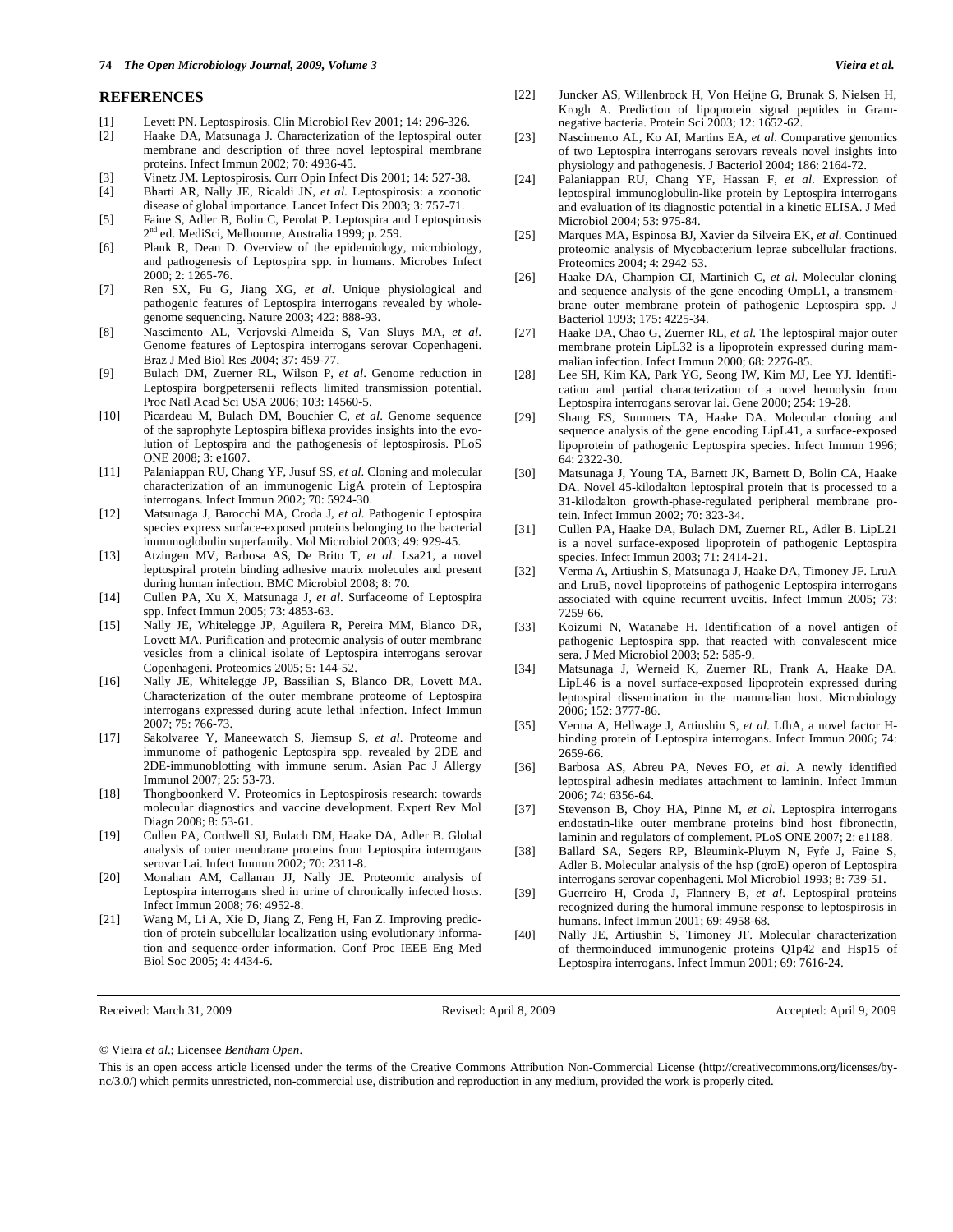## REFERENCES

[1] Levett PN. Leptospirosis. Clin Microbiol Rev 2001; 14: 296-326.

[2] Haake DA, Matsunaga J. Characterization of the leptospiral outer membrane and description of three novel leptospiral membrane proteins. Infect Immun 2002; 70: 4936-45.

[3] Vinetz JM. Leptospirosis. Curr Opin Infect Dis 2001; 14: 527-38.

[4] Bharti AR, Nally JE, Ricaldi JN, *et al*. Leptospirosis: a zoonotic disease of global importance. Lancet Infect Dis 2003; 3: 757-71.

[5] Faine S, Adler B, Bolin C, Perolat P. Leptospira and Leptospirosis 2nd ed. MediSci, Melbourne, Australia 1999; p. 259.

[6] Plank R, Dean D. Overview of the epidemiology, microbiology, and pathogenesis of Leptospira spp. in humans. Microbes Infect 2000; 2: 1265-76.

[7] Ren SX, Fu G, Jiang XG, *et al*. Unique physiological and pathogenic features of Leptospira interrogans revealed by whole-genome sequencing. Nature 2003; 422: 888-93.

[8] Nascimento AL, Verjovski-Almeida S, Van Sluys MA, *et al*. Genome features of Leptospira interrogans serovar Copenhageni. Braz J Med Biol Res 2004; 37: 459-77.

[9] Bulach DM, Zuerner RL, Wilson P, *et al*. Genome reduction in Leptospira borgpetersenii reflects limited transmission potential. Proc Natl Acad Sci USA 2006; 103: 14560-5.

[10] Picardeau M, Bulach DM, Bouchier C, *et al*. Genome sequence of the saprophyte Leptospira biflexa provides insights into the evolution of Leptospira and the pathogenesis of leptospirosis. PLoS ONE 2008; 3: e1607.

[11] Palaniappan RU, Chang YF, Jusuf SS, *et al*. Cloning and molecular characterization of an immunogenic LigA protein of Leptospira interrogans. Infect Immun 2002; 70: 5924-30.

[12] Matsunaga J, Barocchi MA, Croda J, *et al*. Pathogenic Leptospira species express surface-exposed proteins belonging to the bacterial immunoglobulin superfamily. Mol Microbiol 2003; 49: 929-45.

[13] Atzingen MV, Barbosa AS, De Brito T, *et al*. Lsa21, a novel leptospiral protein binding adhesive matrix molecules and present during human infection. BMC Microbiol 2008; 8: 70.

[14] Cullen PA, Xu X, Matsunaga J, *et al*. Surfaceome of Leptospira spp. Infect Immun 2005; 73: 4853-63.

[15] Nally JE, Whitelegge JP, Aguilera R, Pereira MM, Blanco DR, Lovett MA. Purification and proteomic analysis of outer membrane vesicles from a clinical isolate of Leptospira interrogans serovar Copenhageni. Proteomics 2005; 5: 144-52.

[16] Nally JE, Whitelegge JP, Bassilian S, Blanco DR, Lovett MA. Characterization of the outer membrane proteome of Leptospira interrogans expressed during acute lethal infection. Infect Immun 2007; 75: 766-73.

[17] Sakolvaree Y, Maneewatch S, Jiemsup S, *et al*. Proteome and immunome of pathogenic Leptospira spp. revealed by 2DE and 2DE-immunoblotting with immune serum. Asian Pac J Allergy Immunol 2007; 25: 53-73.

[18] Thongboonkerd V. Proteomics in Leptospirosis research: towards molecular diagnostics and vaccine development. Expert Rev Mol Diagn 2008; 8: 53-61.

[19] Cullen PA, Cordwell SJ, Bulach DM, Haake DA, Adler B. Global analysis of outer membrane proteins from Leptospira interrogans serovar Lai. Infect Immun 2002; 70: 2311-8.

[20] Monahan AM, Callanan JJ, Nally JE. Proteomic analysis of Leptospira interrogans shed in urine of chronically infected hosts. Infect Immun 2008; 76: 4952-8.

[21] Wang M, Li A, Xie D, Jiang Z, Feng H, Fan Z. Improving prediction of protein subcellular localization using evolutionary information and sequence-order information. Conf Proc IEEE Eng Med Biol Soc 2005; 4: 4434-6.

[22] Juncker AS, Willenbrock H, Von Heijne G, Brunak S, Nielsen H, Krogh A. Prediction of lipoprotein signal peptides in Gram-negative bacteria. Protein Sci 2003; 12: 1652-62.

[23] Nascimento AL, Ko AI, Martins EA, *et al*. Comparative genomics of two Leptospira interrogans serovars reveals novel insights into physiology and pathogenesis. J Bacteriol 2004; 186: 2164-72.

[24] Palaniappan RU, Chang YF, Hassan F, *et al*. Expression of leptospiral immunoglobulin-like protein by Leptospira interrogans and evaluation of its diagnostic potential in a kinetic ELISA. J Med Microbiol 2004; 53: 975-84.

[25] Marques MA, Espinosa BJ, Xavier da Silveira EK, *et al*. Continued proteomic analysis of Mycobacterium leprae subcellular fractions. Proteomics 2004; 4: 2942-53.

[26] Haake DA, Champion CI, Martinich C, *et al*. Molecular cloning and sequence analysis of the gene encoding OmpL1, a transmembrane outer membrane protein of pathogenic Leptospira spp. J Bacteriol 1993; 175: 4225-34.

[27] Haake DA, Chao G, Zuerner RL, *et al*. The leptospiral major outer membrane protein LipL32 is a lipoprotein expressed during mammalian infection. Infect Immun 2000; 68: 2276-85.

[28] Lee SH, Kim KA, Park YG, Seong IW, Kim MJ, Lee YJ. Identification and partial characterization of a novel hemolysin from Leptospira interrogans serovar lai. Gene 2000; 254: 19-28.

[29] Shang ES, Summers TA, Haake DA. Molecular cloning and sequence analysis of the gene encoding LipL41, a surface-exposed lipoprotein of pathogenic Leptospira species. Infect Immun 1996; 64: 2322-30.

[30] Matsunaga J, Young TA, Barnett JK, Barnett D, Bolin CA, Haake DA. Novel 45-kilodalton leptospiral protein that is processed to a 31-kilodalton growth-phase-regulated peripheral membrane protein. Infect Immun 2002; 70: 323-34.

[31] Cullen PA, Haake DA, Bulach DM, Zuerner RL, Adler B. LipL21 is a novel surface-exposed lipoprotein of pathogenic Leptospira species. Infect Immun 2003; 71: 2414-21.

[32] Verma A, Artiushin S, Matsunaga J, Haake DA, Timoney JF. LruA and LruB, novel lipoproteins of pathogenic Leptospira interrogans associated with equine recurrent uveitis. Infect Immun 2005; 73: 7259-66.

[33] Koizumi N, Watanabe H. Identification of a novel antigen of pathogenic Leptospira spp. that reacted with convalescent mice sera. J Med Microbiol 2003; 52: 585-9.

[34] Matsunaga J, Werneid K, Zuerner RL, Frank A, Haake DA. LipL46 is a novel surface-exposed lipoprotein expressed during leptospiral dissemination in the mammalian host. Microbiology 2006; 152: 3777-86.

[35] Verma A, Hellwage J, Artiushin S, *et al*. LfhA, a novel factor H-binding protein of Leptospira interrogans. Infect Immun 2006; 74: 2659-66.

[36] Barbosa AS, Abreu PA, Neves FO, *et al*. A newly identified leptospiral adhesin mediates attachment to laminin. Infect Immun 2006; 74: 6356-64.

[37] Stevenson B, Choy HA, Pinne M, *et al*. Leptospira interrogans endostatin-like outer membrane proteins bind host fibronectin, laminin and regulators of complement. PLoS ONE 2007; 2: e1188.

[38] Ballard SA, Segers RP, Bleumink-Pluym N, Fyfe J, Faine S, Adler B. Molecular analysis of the hsp (groE) operon of Leptospira interrogans serovar copenhageni. Mol Microbiol 1993; 8: 739-51.

[39] Guerreiro H, Croda J, Flannery B, *et al*. Leptospiral proteins recognized during the humoral immune response to leptospirosis in humans. Infect Immun 2001; 69: 4958-68.

[40] Nally JE, Artiushin S, Timoney JF. Molecular characterization of thermoinduced immunogenic proteins Q1p42 and Hsp15 of Leptospira interrogans. Infect Immun 2001; 69: 7616-24.

Received: March 31, 2009 Revised: April 8, 2009 Accepted: April 9, 2009

© Vieira *et al*.; Licensee *Bentham Open*.

This is an open access article licensed under the terms of the Creative Commons Attribution Non-Commercial License (http://creativecommons.org/licenses/by-nc/3.0/) which permits unrestricted, non-commercial use, distribution and reproduction in any medium, provided the work is properly cited.